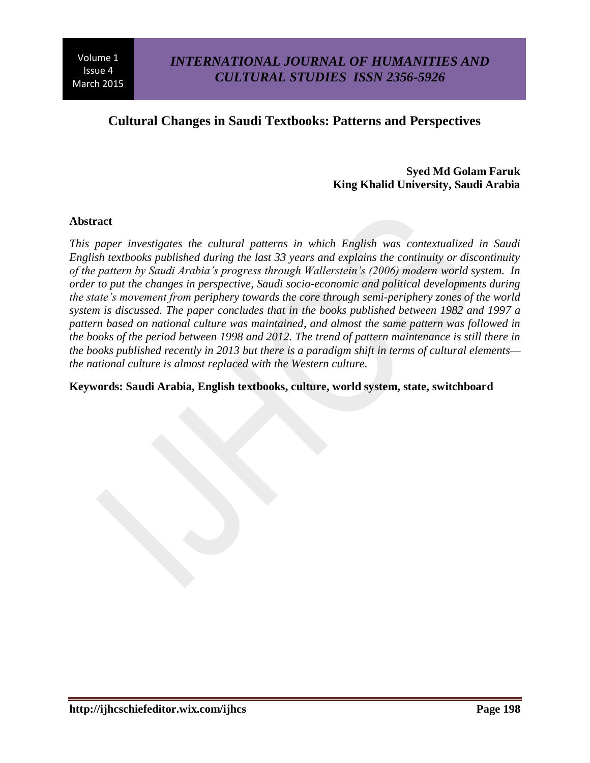# Cultural Changes in Saudi Textbooks: Patterns and Perspectives

**Syed Md Golam Faruk**
**King Khalid University, Saudi Arabia**

## Abstract

*This paper investigates the cultural patterns in which English was contextualized in Saudi English textbooks published during the last 33 years and explains the continuity or discontinuity of the pattern by Saudi Arabia's progress through Wallerstein's (2006) modern world system. In order to put the changes in perspective, Saudi socio-economic and political developments during the state's movement from periphery towards the core through semi-periphery zones of the world system is discussed. The paper concludes that in the books published between 1982 and 1997 a pattern based on national culture was maintained, and almost the same pattern was followed in the books of the period between 1998 and 2012. The trend of pattern maintenance is still there in the books published recently in 2013 but there is a paradigm shift in terms of cultural elements—the national culture is almost replaced with the Western culture.*

**Keywords: Saudi Arabia, English textbooks, culture, world system, state, switchboard**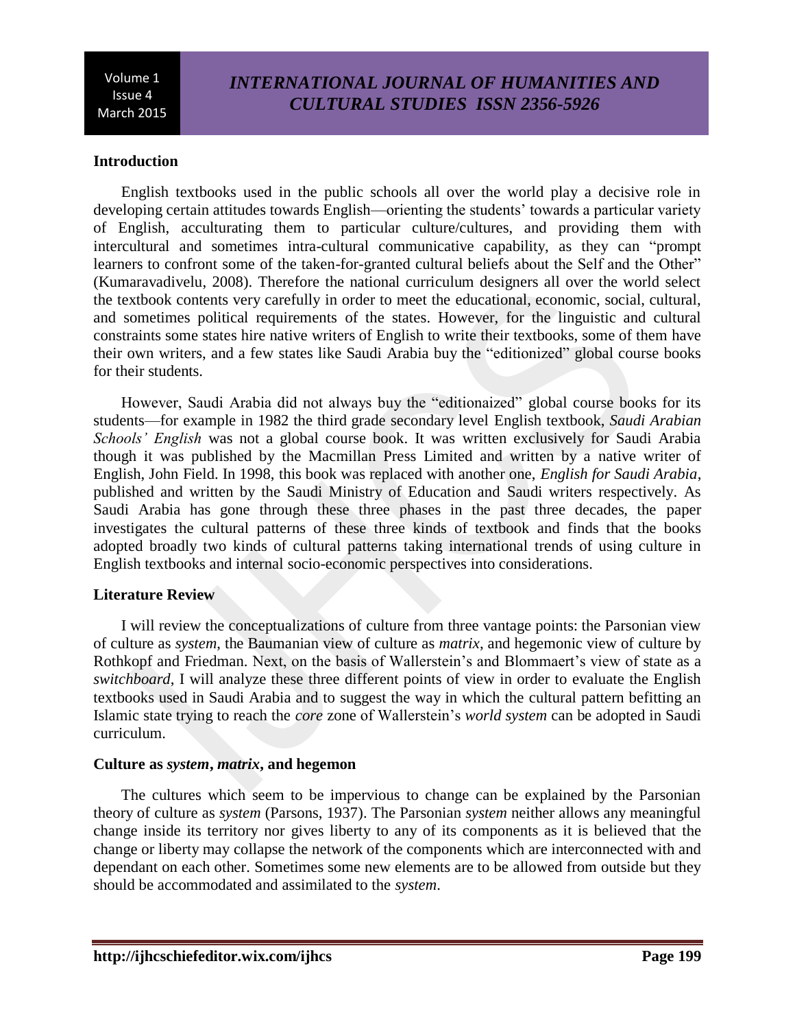## Introduction

English textbooks used in the public schools all over the world play a decisive role in developing certain attitudes towards English—orienting the students' towards a particular variety of English, acculturating them to particular culture/cultures, and providing them with intercultural and sometimes intra-cultural communicative capability, as they can "prompt learners to confront some of the taken-for-granted cultural beliefs about the Self and the Other" (Kumaravadivelu, 2008). Therefore the national curriculum designers all over the world select the textbook contents very carefully in order to meet the educational, economic, social, cultural, and sometimes political requirements of the states. However, for the linguistic and cultural constraints some states hire native writers of English to write their textbooks, some of them have their own writers, and a few states like Saudi Arabia buy the "editionized" global course books for their students.

However, Saudi Arabia did not always buy the "editionaized" global course books for its students—for example in 1982 the third grade secondary level English textbook, *Saudi Arabian Schools' English* was not a global course book. It was written exclusively for Saudi Arabia though it was published by the Macmillan Press Limited and written by a native writer of English, John Field. In 1998, this book was replaced with another one, *English for Saudi Arabia*, published and written by the Saudi Ministry of Education and Saudi writers respectively. As Saudi Arabia has gone through these three phases in the past three decades, the paper investigates the cultural patterns of these three kinds of textbook and finds that the books adopted broadly two kinds of cultural patterns taking international trends of using culture in English textbooks and internal socio-economic perspectives into considerations.

## Literature Review

I will review the conceptualizations of culture from three vantage points: the Parsonian view of culture as *system*, the Baumanian view of culture as *matrix*, and hegemonic view of culture by Rothkopf and Friedman. Next, on the basis of Wallerstein's and Blommaert's view of state as a *switchboard*, I will analyze these three different points of view in order to evaluate the English textbooks used in Saudi Arabia and to suggest the way in which the cultural pattern befitting an Islamic state trying to reach the *core* zone of Wallerstein's *world system* can be adopted in Saudi curriculum.

### Culture as *system*, *matrix*, and hegemon

The cultures which seem to be impervious to change can be explained by the Parsonian theory of culture as *system* (Parsons, 1937). The Parsonian *system* neither allows any meaningful change inside its territory nor gives liberty to any of its components as it is believed that the change or liberty may collapse the network of the components which are interconnected with and dependant on each other. Sometimes some new elements are to be allowed from outside but they should be accommodated and assimilated to the *system*.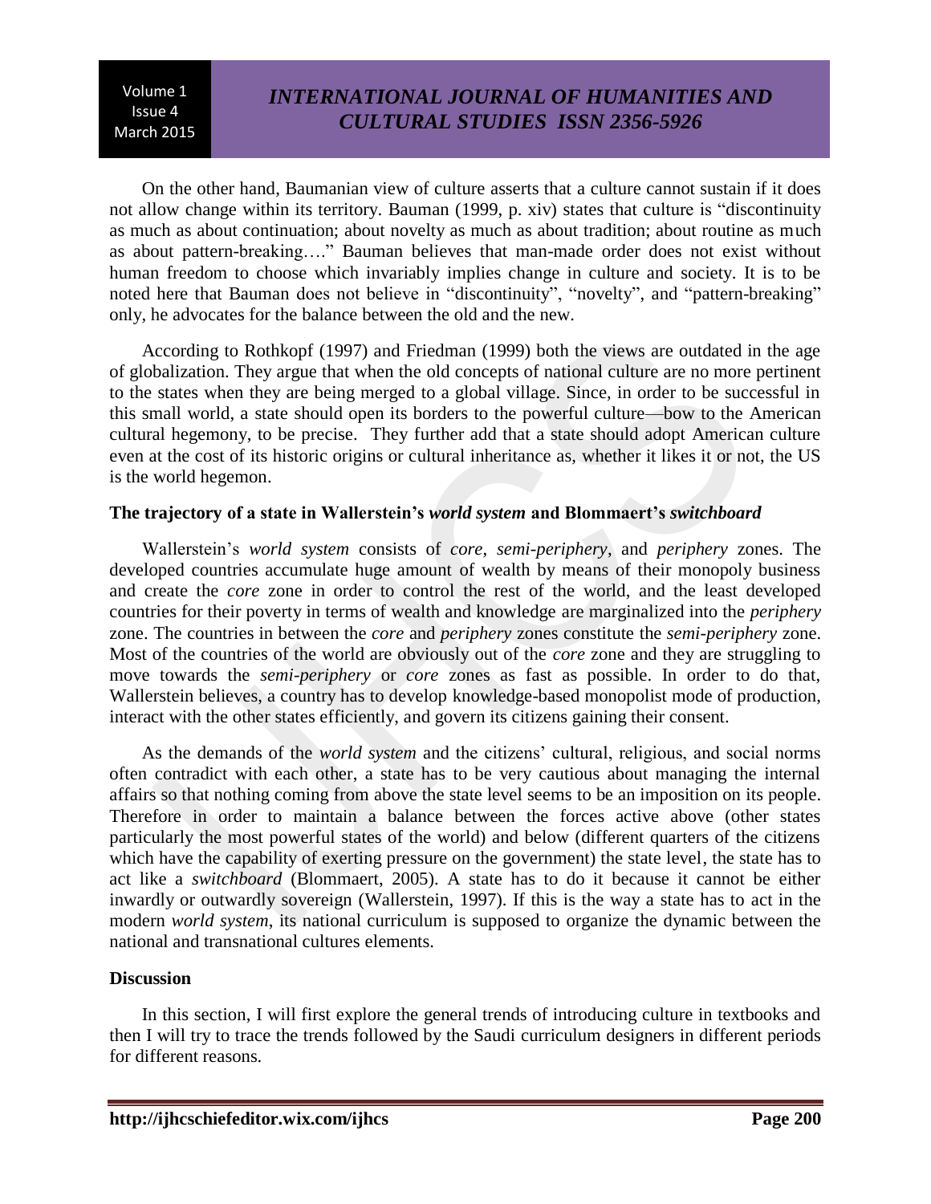On the other hand, Baumanian view of culture asserts that a culture cannot sustain if it does not allow change within its territory. Bauman (1999, p. xiv) states that culture is "discontinuity as much as about continuation; about novelty as much as about tradition; about routine as much as about pattern-breaking…." Bauman believes that man-made order does not exist without human freedom to choose which invariably implies change in culture and society. It is to be noted here that Bauman does not believe in "discontinuity", "novelty", and "pattern-breaking" only, he advocates for the balance between the old and the new.

According to Rothkopf (1997) and Friedman (1999) both the views are outdated in the age of globalization. They argue that when the old concepts of national culture are no more pertinent to the states when they are being merged to a global village. Since, in order to be successful in this small world, a state should open its borders to the powerful culture—bow to the American cultural hegemony, to be precise. They further add that a state should adopt American culture even at the cost of its historic origins or cultural inheritance as, whether it likes it or not, the US is the world hegemon.

**The trajectory of a state in Wallerstein's *world system* and Blommaert's *switchboard***

Wallerstein's *world system* consists of *core*, *semi-periphery*, and *periphery* zones. The developed countries accumulate huge amount of wealth by means of their monopoly business and create the *core* zone in order to control the rest of the world, and the least developed countries for their poverty in terms of wealth and knowledge are marginalized into the *periphery* zone. The countries in between the *core* and *periphery* zones constitute the *semi-periphery* zone. Most of the countries of the world are obviously out of the *core* zone and they are struggling to move towards the *semi-periphery* or *core* zones as fast as possible. In order to do that, Wallerstein believes, a country has to develop knowledge-based monopolist mode of production, interact with the other states efficiently, and govern its citizens gaining their consent.

As the demands of the *world system* and the citizens' cultural, religious, and social norms often contradict with each other, a state has to be very cautious about managing the internal affairs so that nothing coming from above the state level seems to be an imposition on its people. Therefore in order to maintain a balance between the forces active above (other states particularly the most powerful states of the world) and below (different quarters of the citizens which have the capability of exerting pressure on the government) the state level, the state has to act like a *switchboard* (Blommaert, 2005). A state has to do it because it cannot be either inwardly or outwardly sovereign (Wallerstein, 1997). If this is the way a state has to act in the modern *world system*, its national curriculum is supposed to organize the dynamic between the national and transnational cultures elements.

**Discussion**

In this section, I will first explore the general trends of introducing culture in textbooks and then I will try to trace the trends followed by the Saudi curriculum designers in different periods for different reasons.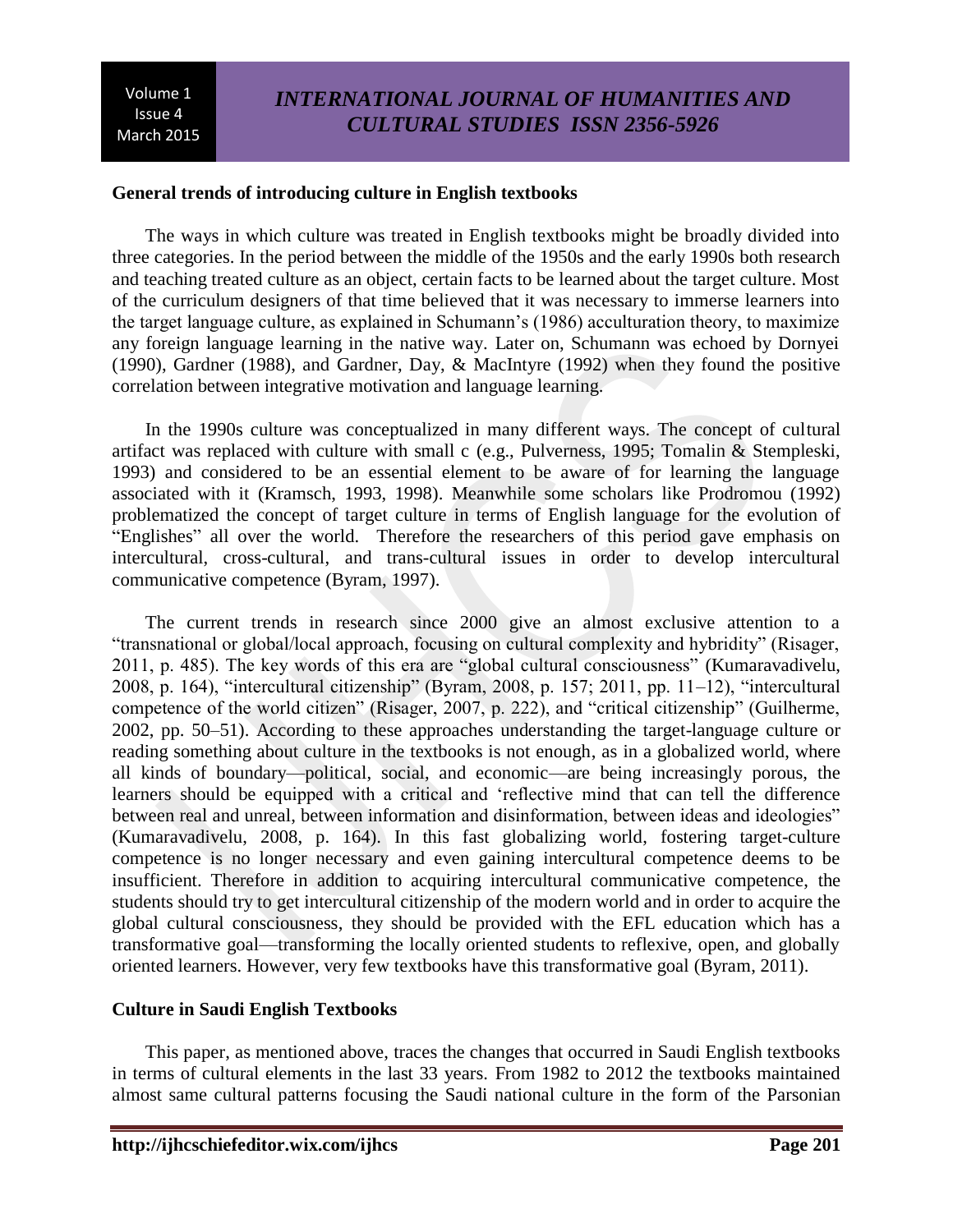**General trends of introducing culture in English textbooks**

The ways in which culture was treated in English textbooks might be broadly divided into three categories. In the period between the middle of the 1950s and the early 1990s both research and teaching treated culture as an object, certain facts to be learned about the target culture. Most of the curriculum designers of that time believed that it was necessary to immerse learners into the target language culture, as explained in Schumann's (1986) acculturation theory, to maximize any foreign language learning in the native way. Later on, Schumann was echoed by Dornyei (1990), Gardner (1988), and Gardner, Day, & MacIntyre (1992) when they found the positive correlation between integrative motivation and language learning.

In the 1990s culture was conceptualized in many different ways. The concept of cultural artifact was replaced with culture with small c (e.g., Pulverness, 1995; Tomalin & Stempleski, 1993) and considered to be an essential element to be aware of for learning the language associated with it (Kramsch, 1993, 1998). Meanwhile some scholars like Prodromou (1992) problematized the concept of target culture in terms of English language for the evolution of "Englishes" all over the world. Therefore the researchers of this period gave emphasis on intercultural, cross-cultural, and trans-cultural issues in order to develop intercultural communicative competence (Byram, 1997).

The current trends in research since 2000 give an almost exclusive attention to a "transnational or global/local approach, focusing on cultural complexity and hybridity" (Risager, 2011, p. 485). The key words of this era are "global cultural consciousness" (Kumaravadivelu, 2008, p. 164), "intercultural citizenship" (Byram, 2008, p. 157; 2011, pp. 11–12), "intercultural competence of the world citizen" (Risager, 2007, p. 222), and "critical citizenship" (Guilherme, 2002, pp. 50–51). According to these approaches understanding the target-language culture or reading something about culture in the textbooks is not enough, as in a globalized world, where all kinds of boundary—political, social, and economic—are being increasingly porous, the learners should be equipped with a critical and 'reflective mind that can tell the difference between real and unreal, between information and disinformation, between ideas and ideologies" (Kumaravadivelu, 2008, p. 164). In this fast globalizing world, fostering target-culture competence is no longer necessary and even gaining intercultural competence deems to be insufficient. Therefore in addition to acquiring intercultural communicative competence, the students should try to get intercultural citizenship of the modern world and in order to acquire the global cultural consciousness, they should be provided with the EFL education which has a transformative goal—transforming the locally oriented students to reflexive, open, and globally oriented learners. However, very few textbooks have this transformative goal (Byram, 2011).

**Culture in Saudi English Textbooks**

This paper, as mentioned above, traces the changes that occurred in Saudi English textbooks in terms of cultural elements in the last 33 years. From 1982 to 2012 the textbooks maintained almost same cultural patterns focusing the Saudi national culture in the form of the Parsonian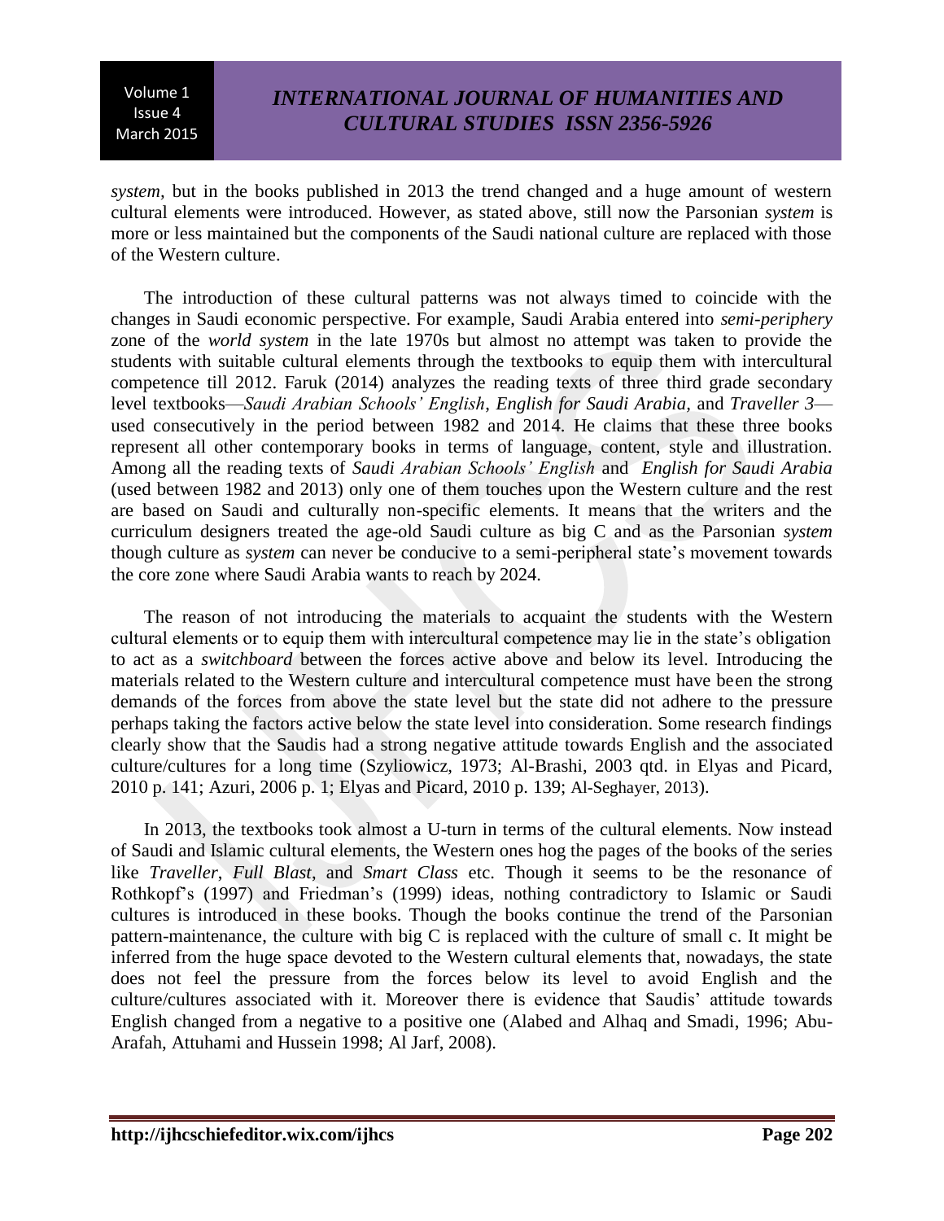*system*, but in the books published in 2013 the trend changed and a huge amount of western cultural elements were introduced. However, as stated above, still now the Parsonian *system* is more or less maintained but the components of the Saudi national culture are replaced with those of the Western culture.

The introduction of these cultural patterns was not always timed to coincide with the changes in Saudi economic perspective. For example, Saudi Arabia entered into *semi-periphery* zone of the *world system* in the late 1970s but almost no attempt was taken to provide the students with suitable cultural elements through the textbooks to equip them with intercultural competence till 2012. Faruk (2014) analyzes the reading texts of three third grade secondary level textbooks—*Saudi Arabian Schools' English*, *English for Saudi Arabia*, and *Traveller 3*—used consecutively in the period between 1982 and 2014. He claims that these three books represent all other contemporary books in terms of language, content, style and illustration. Among all the reading texts of *Saudi Arabian Schools' English* and *English for Saudi Arabia* (used between 1982 and 2013) only one of them touches upon the Western culture and the rest are based on Saudi and culturally non-specific elements. It means that the writers and the curriculum designers treated the age-old Saudi culture as big C and as the Parsonian *system* though culture as *system* can never be conducive to a semi-peripheral state's movement towards the core zone where Saudi Arabia wants to reach by 2024.

The reason of not introducing the materials to acquaint the students with the Western cultural elements or to equip them with intercultural competence may lie in the state's obligation to act as a *switchboard* between the forces active above and below its level. Introducing the materials related to the Western culture and intercultural competence must have been the strong demands of the forces from above the state level but the state did not adhere to the pressure perhaps taking the factors active below the state level into consideration. Some research findings clearly show that the Saudis had a strong negative attitude towards English and the associated culture/cultures for a long time (Szyliowicz, 1973; Al-Brashi, 2003 qtd. in Elyas and Picard, 2010 p. 141; Azuri, 2006 p. 1; Elyas and Picard, 2010 p. 139; Al-Seghayer, 2013).

In 2013, the textbooks took almost a U-turn in terms of the cultural elements. Now instead of Saudi and Islamic cultural elements, the Western ones hog the pages of the books of the series like *Traveller*, *Full Blast*, and *Smart Class* etc. Though it seems to be the resonance of Rothkopf's (1997) and Friedman's (1999) ideas, nothing contradictory to Islamic or Saudi cultures is introduced in these books. Though the books continue the trend of the Parsonian pattern-maintenance, the culture with big C is replaced with the culture of small c. It might be inferred from the huge space devoted to the Western cultural elements that, nowadays, the state does not feel the pressure from the forces below its level to avoid English and the culture/cultures associated with it. Moreover there is evidence that Saudis' attitude towards English changed from a negative to a positive one (Alabed and Alhaq and Smadi, 1996; Abu-Arafah, Attuhami and Hussein 1998; Al Jarf, 2008).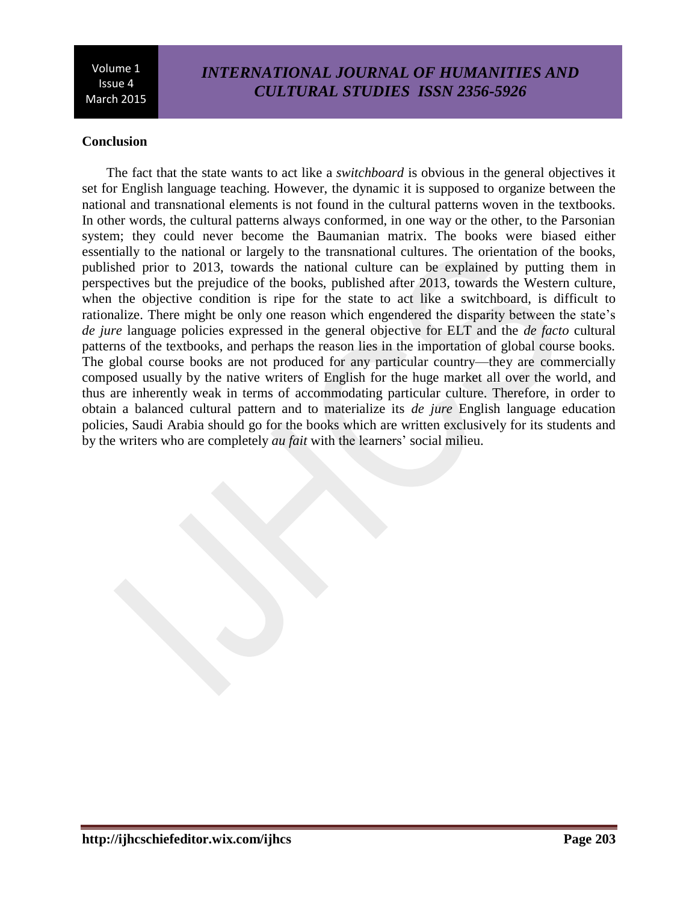**Conclusion**

The fact that the state wants to act like a *switchboard* is obvious in the general objectives it set for English language teaching. However, the dynamic it is supposed to organize between the national and transnational elements is not found in the cultural patterns woven in the textbooks. In other words, the cultural patterns always conformed, in one way or the other, to the Parsonian system; they could never become the Baumanian matrix. The books were biased either essentially to the national or largely to the transnational cultures. The orientation of the books, published prior to 2013, towards the national culture can be explained by putting them in perspectives but the prejudice of the books, published after 2013, towards the Western culture, when the objective condition is ripe for the state to act like a switchboard, is difficult to rationalize. There might be only one reason which engendered the disparity between the state's *de jure* language policies expressed in the general objective for ELT and the *de facto* cultural patterns of the textbooks, and perhaps the reason lies in the importation of global course books. The global course books are not produced for any particular country—they are commercially composed usually by the native writers of English for the huge market all over the world, and thus are inherently weak in terms of accommodating particular culture. Therefore, in order to obtain a balanced cultural pattern and to materialize its *de jure* English language education policies, Saudi Arabia should go for the books which are written exclusively for its students and by the writers who are completely *au fait* with the learners' social milieu.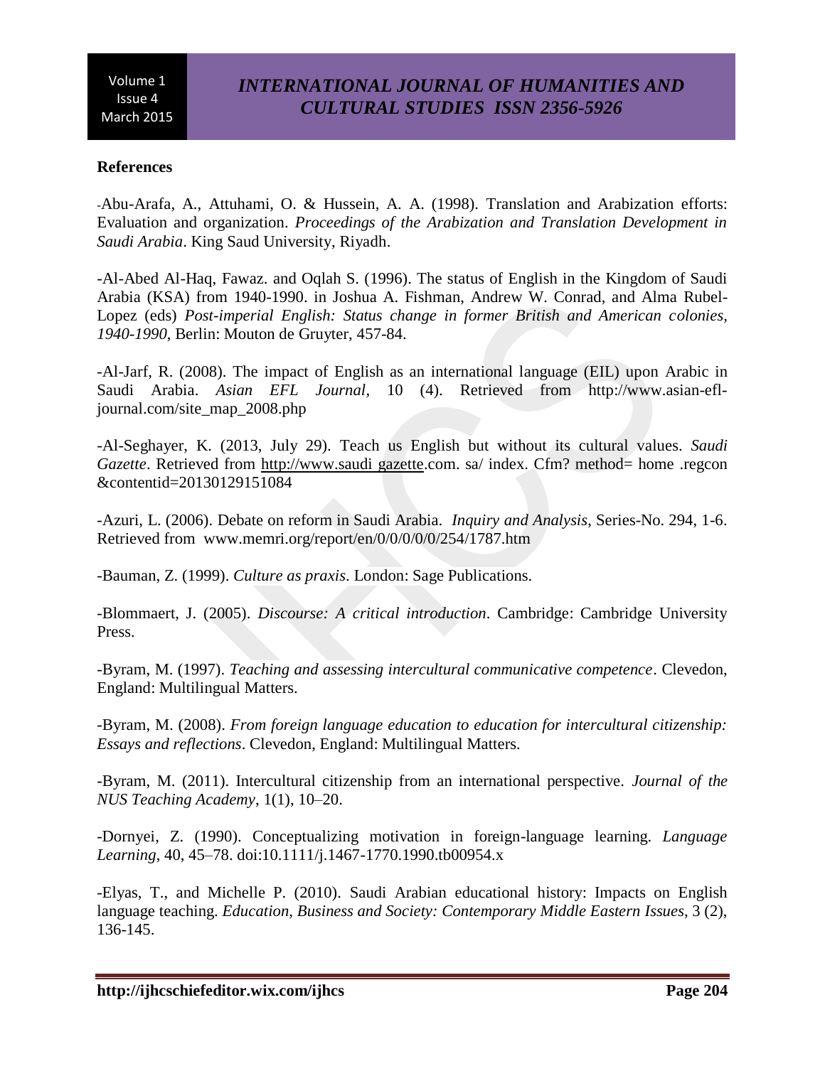**References**

-Abu-Arafa, A., Attuhami, O. & Hussein, A. A. (1998). Translation and Arabization efforts: Evaluation and organization. *Proceedings of the Arabization and Translation Development in Saudi Arabia*. King Saud University, Riyadh.

-Al-Abed Al-Haq, Fawaz. and Oqlah S. (1996). The status of English in the Kingdom of Saudi Arabia (KSA) from 1940-1990. in Joshua A. Fishman, Andrew W. Conrad, and Alma Rubel-Lopez (eds) *Post-imperial English: Status change in former British and American colonies, 1940-1990*, Berlin: Mouton de Gruyter, 457-84.

-Al-Jarf, R. (2008). The impact of English as an international language (EIL) upon Arabic in Saudi Arabia. *Asian EFL Journal*, 10 (4). Retrieved from http://www.asian-efl-journal.com/site_map_2008.php

-Al-Seghayer, K. (2013, July 29). Teach us English but without its cultural values. *Saudi Gazette*. Retrieved from http://www.saudi gazette.com. sa/ index. Cfm? method= home .regcon &contentid=20130129151084

-Azuri, L. (2006). Debate on reform in Saudi Arabia. *Inquiry and Analysis*, Series-No. 294, 1-6. Retrieved from www.memri.org/report/en/0/0/0/0/0/254/1787.htm

-Bauman, Z. (1999). *Culture as praxis*. London: Sage Publications.

-Blommaert, J. (2005). *Discourse: A critical introduction*. Cambridge: Cambridge University Press.

-Byram, M. (1997). *Teaching and assessing intercultural communicative competence*. Clevedon, England: Multilingual Matters.

-Byram, M. (2008). *From foreign language education to education for intercultural citizenship: Essays and reflections*. Clevedon, England: Multilingual Matters.

-Byram, M. (2011). Intercultural citizenship from an international perspective. *Journal of the NUS Teaching Academy*, 1(1), 10–20.

-Dornyei, Z. (1990). Conceptualizing motivation in foreign-language learning. *Language Learning*, 40, 45–78. doi:10.1111/j.1467-1770.1990.tb00954.x

-Elyas, T., and Michelle P. (2010). Saudi Arabian educational history: Impacts on English language teaching. *Education, Business and Society: Contemporary Middle Eastern Issues*, 3 (2), 136-145.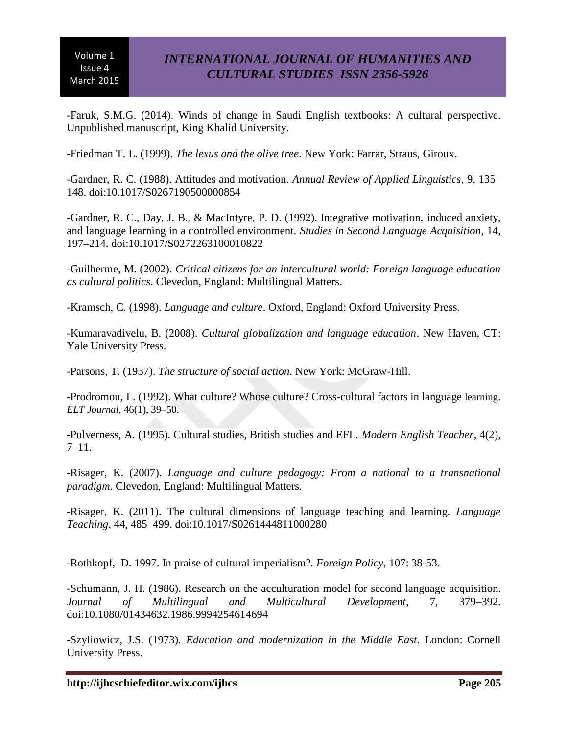-Faruk, S.M.G. (2014). Winds of change in Saudi English textbooks: A cultural perspective. Unpublished manuscript, King Khalid University.

-Friedman T. L. (1999). *The lexus and the olive tree*. New York: Farrar, Straus, Giroux.

-Gardner, R. C. (1988). Attitudes and motivation. *Annual Review of Applied Linguistics*, 9, 135–148. doi:10.1017/S0267190500000854

-Gardner, R. C., Day, J. B., & MacIntyre, P. D. (1992). Integrative motivation, induced anxiety, and language learning in a controlled environment. *Studies in Second Language Acquisition*, 14, 197–214. doi:10.1017/S0272263100010822

-Guilherme, M. (2002). *Critical citizens for an intercultural world: Foreign language education as cultural politics*. Clevedon, England: Multilingual Matters.

-Kramsch, C. (1998). *Language and culture*. Oxford, England: Oxford University Press.

-Kumaravadivelu, B. (2008). *Cultural globalization and language education*. New Haven, CT: Yale University Press.

-Parsons, T. (1937). *The structure of social action*. New York: McGraw-Hill.

-Prodromou, L. (1992). What culture? Whose culture? Cross-cultural factors in language learning. *ELT Journal*, 46(1), 39–50.

-Pulverness, A. (1995). Cultural studies, British studies and EFL. *Modern English Teacher*, 4(2), 7–11.

-Risager, K. (2007). *Language and culture pedagogy: From a national to a transnational paradigm*. Clevedon, England: Multilingual Matters.

-Risager, K. (2011). The cultural dimensions of language teaching and learning. *Language Teaching*, 44, 485–499. doi:10.1017/S0261444811000280

-Rothkopf, D. 1997. In praise of cultural imperialism?. *Foreign Policy*, 107: 38-53.

-Schumann, J. H. (1986). Research on the acculturation model for second language acquisition. *Journal of Multilingual and Multicultural Development*, 7, 379–392. doi:10.1080/01434632.1986.9994254614694

-Szyliowicz, J.S. (1973). *Education and modernization in the Middle East*. London: Cornell University Press.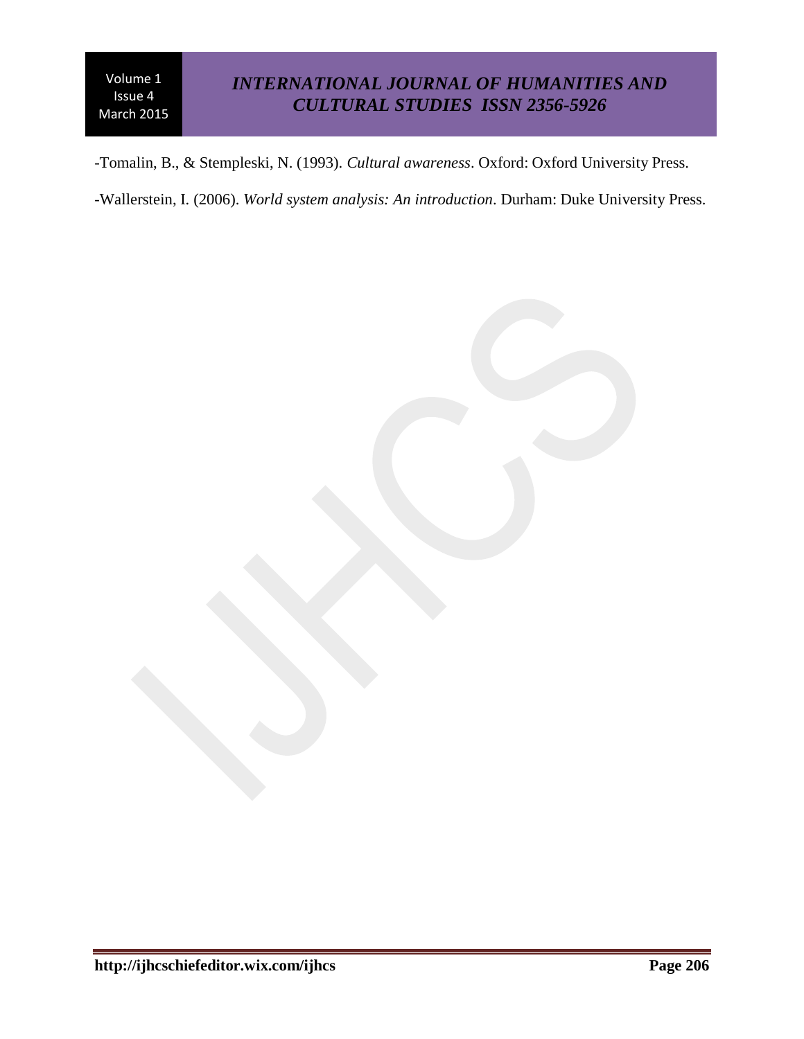-Tomalin, B., & Stempleski, N. (1993). *Cultural awareness*. Oxford: Oxford University Press.

-Wallerstein, I. (2006). *World system analysis: An introduction*. Durham: Duke University Press.